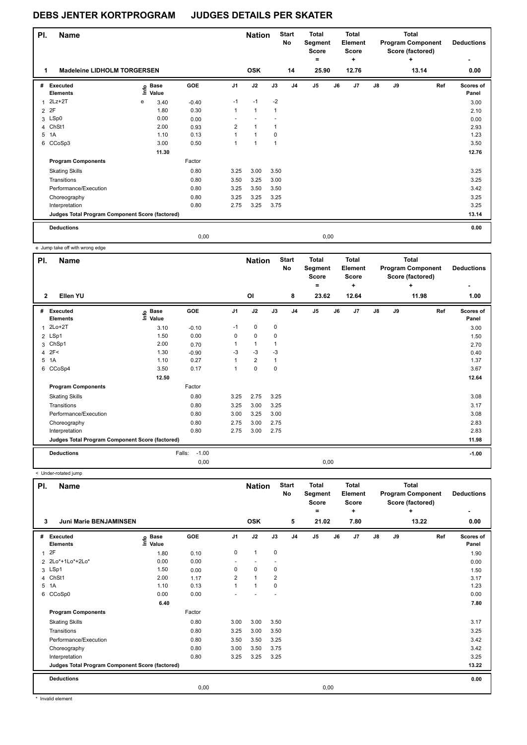# DEBS JENTER KORTPROGRAM JUDGES DETAILS PER SKATER

| Pl. | Name | Nation | Start No | Total Segment Score = | Total Element Score + | Total Program Component Score (factored) + | Deductions - |
|---|---|---|---|---|---|---|---|
| 1 | Madeleine LIDHOLM TORGERSEN | OSK | 14 | 25.90 | 12.76 | 13.14 | 0.00 |

| # | Executed Elements | Info | Base Value | GOE | J1 | J2 | J3 | J4 | J5 | J6 | J7 | J8 | J9 | Ref | Scores of Panel |
|---|---|---|---|---|---|---|---|---|---|---|---|---|---|---|---|
| 1 | 2Lz+2T | e | 3.40 | -0.40 | -1 | -1 | -2 | | | | | | | | 3.00 |
| 2 | 2F | | 1.80 | 0.30 | 1 | 1 | 1 | | | | | | | | 2.10 |
| 3 | LSp0 | | 0.00 | 0.00 | - | - | - | | | | | | | | 0.00 |
| 4 | ChSt1 | | 2.00 | 0.93 | 2 | 1 | 1 | | | | | | | | 2.93 |
| 5 | 1A | | 1.10 | 0.13 | 1 | 1 | 0 | | | | | | | | 1.23 |
| 6 | CCoSp3 | | 3.00 | 0.50 | 1 | 1 | 1 | | | | | | | | 3.50 |
| | | | 11.30 | | | | | | | | | | | | 12.76 |
| | **Program Components** | | | Factor | | | | | | | | | | | |
| | Skating Skills | | | 0.80 | 3.25 | 3.00 | 3.50 | | | | | | | | 3.25 |
| | Transitions | | | 0.80 | 3.50 | 3.25 | 3.00 | | | | | | | | 3.25 |
| | Performance/Execution | | | 0.80 | 3.25 | 3.50 | 3.50 | | | | | | | | 3.42 |
| | Choreography | | | 0.80 | 3.25 | 3.25 | 3.25 | | | | | | | | 3.25 |
| | Interpretation | | | 0.80 | 2.75 | 3.25 | 3.75 | | | | | | | | 3.25 |
| | **Judges Total Program Component Score (factored)** | | | | | | | | | | | | | | 13.14 |
| | **Deductions** | | | | | | | | | | | | | | 0.00 |
| | | | | 0,00 | | | | | 0,00 | | | | | | |

e Jump take off with wrong edge

| Pl. | Name | Nation | Start No | Total Segment Score = | Total Element Score + | Total Program Component Score (factored) + | Deductions - |
|---|---|---|---|---|---|---|---|
| 2 | Ellen YU | OI | 8 | 23.62 | 12.64 | 11.98 | 1.00 |

| # | Executed Elements | Info | Base Value | GOE | J1 | J2 | J3 | J4 | J5 | J6 | J7 | J8 | J9 | Ref | Scores of Panel |
|---|---|---|---|---|---|---|---|---|---|---|---|---|---|---|---|
| 1 | 2Lo+2T | | 3.10 | -0.10 | -1 | 0 | 0 | | | | | | | | 3.00 |
| 2 | LSp1 | | 1.50 | 0.00 | 0 | 0 | 0 | | | | | | | | 1.50 |
| 3 | ChSp1 | | 2.00 | 0.70 | 1 | 1 | 1 | | | | | | | | 2.70 |
| 4 | 2F< | | 1.30 | -0.90 | -3 | -3 | -3 | | | | | | | | 0.40 |
| 5 | 1A | | 1.10 | 0.27 | 1 | 2 | 1 | | | | | | | | 1.37 |
| 6 | CCoSp4 | | 3.50 | 0.17 | 1 | 0 | 0 | | | | | | | | 3.67 |
| | | | 12.50 | | | | | | | | | | | | 12.64 |
| | **Program Components** | | | Factor | | | | | | | | | | | |
| | Skating Skills | | | 0.80 | 3.25 | 2.75 | 3.25 | | | | | | | | 3.08 |
| | Transitions | | | 0.80 | 3.25 | 3.00 | 3.25 | | | | | | | | 3.17 |
| | Performance/Execution | | | 0.80 | 3.00 | 3.25 | 3.00 | | | | | | | | 3.08 |
| | Choreography | | | 0.80 | 2.75 | 3.00 | 2.75 | | | | | | | | 2.83 |
| | Interpretation | | | 0.80 | 2.75 | 3.00 | 2.75 | | | | | | | | 2.83 |
| | **Judges Total Program Component Score (factored)** | | | | | | | | | | | | | | 11.98 |
| | **Deductions** | | | Falls: -1.00 | | | | | | | | | | | -1.00 |
| | | | | 0,00 | | | | | 0,00 | | | | | | |

< Under-rotated jump

| Pl. | Name | Nation | Start No | Total Segment Score = | Total Element Score + | Total Program Component Score (factored) + | Deductions - |
|---|---|---|---|---|---|---|---|
| 3 | Juni Marie BENJAMINSEN | OSK | 5 | 21.02 | 7.80 | 13.22 | 0.00 |

| # | Executed Elements | Info | Base Value | GOE | J1 | J2 | J3 | J4 | J5 | J6 | J7 | J8 | J9 | Ref | Scores of Panel |
|---|---|---|---|---|---|---|---|---|---|---|---|---|---|---|---|
| 1 | 2F | | 1.80 | 0.10 | 0 | 1 | 0 | | | | | | | | 1.90 |
| 2 | 2Lo*+1Lo*+2Lo* | | 0.00 | 0.00 | - | - | - | | | | | | | | 0.00 |
| 3 | LSp1 | | 1.50 | 0.00 | 0 | 0 | 0 | | | | | | | | 1.50 |
| 4 | ChSt1 | | 2.00 | 1.17 | 2 | 1 | 2 | | | | | | | | 3.17 |
| 5 | 1A | | 1.10 | 0.13 | 1 | 1 | 0 | | | | | | | | 1.23 |
| 6 | CCoSp0 | | 0.00 | 0.00 | - | - | - | | | | | | | | 0.00 |
| | | | 6.40 | | | | | | | | | | | | 7.80 |
| | **Program Components** | | | Factor | | | | | | | | | | | |
| | Skating Skills | | | 0.80 | 3.00 | 3.00 | 3.50 | | | | | | | | 3.17 |
| | Transitions | | | 0.80 | 3.25 | 3.00 | 3.50 | | | | | | | | 3.25 |
| | Performance/Execution | | | 0.80 | 3.50 | 3.50 | 3.25 | | | | | | | | 3.42 |
| | Choreography | | | 0.80 | 3.00 | 3.50 | 3.75 | | | | | | | | 3.42 |
| | Interpretation | | | 0.80 | 3.25 | 3.25 | 3.25 | | | | | | | | 3.25 |
| | **Judges Total Program Component Score (factored)** | | | | | | | | | | | | | | 13.22 |
| | **Deductions** | | | | | | | | | | | | | | 0.00 |
| | | | | 0,00 | | | | | 0,00 | | | | | | |

* Invalid element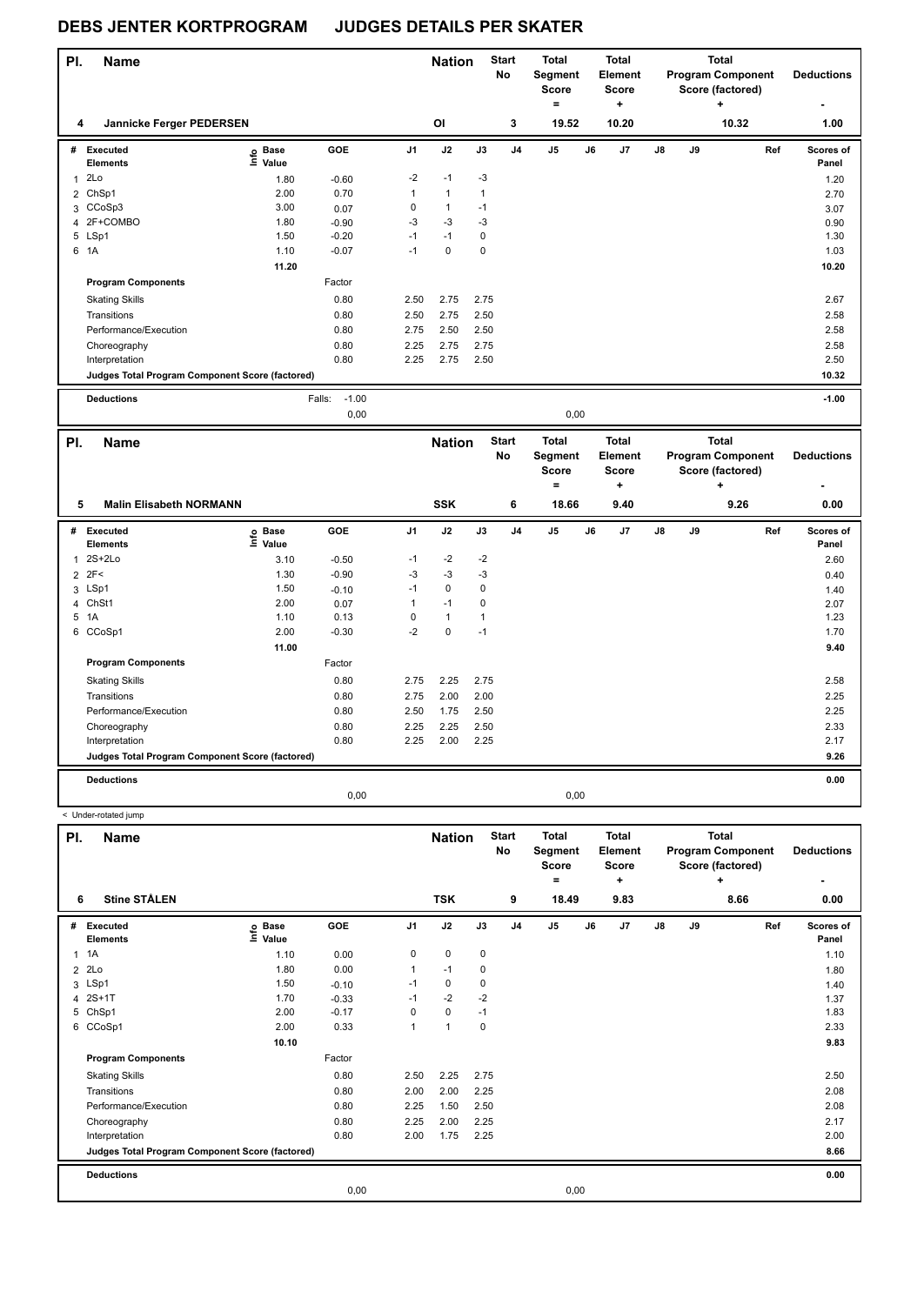# DEBS JENTER KORTPROGRAM JUDGES DETAILS PER SKATER

| Pl. | Name | Nation | Start No | Total Segment Score = | Total Element Score + | Total Program Component Score (factored) + | Deductions - |
|---|---|---|---|---|---|---|---|
| 4 | Jannicke Ferger PEDERSEN | OI | 3 | 19.52 | 10.20 | 10.32 | 1.00 |

| # | Executed Elements | Info | Base Value | GOE | J1 | J2 | J3 | J4 | J5 | J6 | J7 | J8 | J9 | Ref | Scores of Panel |
|---|---|---|---|---|---|---|---|---|---|---|---|---|---|---|---|
| 1 | 2Lo | | 1.80 | -0.60 | -2 | -1 | -3 | | | | | | | | 1.20 |
| 2 | ChSp1 | | 2.00 | 0.70 | 1 | 1 | 1 | | | | | | | | 2.70 |
| 3 | CCoSp3 | | 3.00 | 0.07 | 0 | 1 | -1 | | | | | | | | 3.07 |
| 4 | 2F+COMBO | | 1.80 | -0.90 | -3 | -3 | -3 | | | | | | | | 0.90 |
| 5 | LSp1 | | 1.50 | -0.20 | -1 | -1 | 0 | | | | | | | | 1.30 |
| 6 | 1A | | 1.10 | -0.07 | -1 | 0 | 0 | | | | | | | | 1.03 |
| | | | 11.20 | | | | | | | | | | | | 10.20 |
| | **Program Components** | | | Factor | | | | | | | | | | | |
| | Skating Skills | | | 0.80 | 2.50 | 2.75 | 2.75 | | | | | | | | 2.67 |
| | Transitions | | | 0.80 | 2.50 | 2.75 | 2.50 | | | | | | | | 2.58 |
| | Performance/Execution | | | 0.80 | 2.75 | 2.50 | 2.50 | | | | | | | | 2.58 |
| | Choreography | | | 0.80 | 2.25 | 2.75 | 2.75 | | | | | | | | 2.58 |
| | Interpretation | | | 0.80 | 2.25 | 2.75 | 2.50 | | | | | | | | 2.50 |
| | **Judges Total Program Component Score (factored)** | | | | | | | | | | | | | | 10.32 |
| | **Deductions** | | Falls: | -1.00 | | | | | | | | | | | -1.00 |
| | | | | 0,00 | | | | | 0,00 | | | | | | |

| Pl. | Name | Nation | Start No | Total Segment Score = | Total Element Score + | Total Program Component Score (factored) + | Deductions - |
|---|---|---|---|---|---|---|---|
| 5 | Malin Elisabeth NORMANN | SSK | 6 | 18.66 | 9.40 | 9.26 | 0.00 |

| # | Executed Elements | Info | Base Value | GOE | J1 | J2 | J3 | J4 | J5 | J6 | J7 | J8 | J9 | Ref | Scores of Panel |
|---|---|---|---|---|---|---|---|---|---|---|---|---|---|---|---|
| 1 | 2S+2Lo | | 3.10 | -0.50 | -1 | -2 | -2 | | | | | | | | 2.60 |
| 2 | 2F< | | 1.30 | -0.90 | -3 | -3 | -3 | | | | | | | | 0.40 |
| 3 | LSp1 | | 1.50 | -0.10 | -1 | 0 | 0 | | | | | | | | 1.40 |
| 4 | ChSt1 | | 2.00 | 0.07 | 1 | -1 | 0 | | | | | | | | 2.07 |
| 5 | 1A | | 1.10 | 0.13 | 0 | 1 | 1 | | | | | | | | 1.23 |
| 6 | CCoSp1 | | 2.00 | -0.30 | -2 | 0 | -1 | | | | | | | | 1.70 |
| | | | 11.00 | | | | | | | | | | | | 9.40 |
| | **Program Components** | | | Factor | | | | | | | | | | | |
| | Skating Skills | | | 0.80 | 2.75 | 2.25 | 2.75 | | | | | | | | 2.58 |
| | Transitions | | | 0.80 | 2.75 | 2.00 | 2.00 | | | | | | | | 2.25 |
| | Performance/Execution | | | 0.80 | 2.50 | 1.75 | 2.50 | | | | | | | | 2.25 |
| | Choreography | | | 0.80 | 2.25 | 2.25 | 2.50 | | | | | | | | 2.33 |
| | Interpretation | | | 0.80 | 2.25 | 2.00 | 2.25 | | | | | | | | 2.17 |
| | **Judges Total Program Component Score (factored)** | | | | | | | | | | | | | | 9.26 |
| | **Deductions** | | | | | | | | | | | | | | 0.00 |
| | | | | 0,00 | | | | | 0,00 | | | | | | |

< Under-rotated jump

| Pl. | Name | Nation | Start No | Total Segment Score = | Total Element Score + | Total Program Component Score (factored) + | Deductions - |
|---|---|---|---|---|---|---|---|
| 6 | Stine STÅLEN | TSK | 9 | 18.49 | 9.83 | 8.66 | 0.00 |

| # | Executed Elements | Info | Base Value | GOE | J1 | J2 | J3 | J4 | J5 | J6 | J7 | J8 | J9 | Ref | Scores of Panel |
|---|---|---|---|---|---|---|---|---|---|---|---|---|---|---|---|
| 1 | 1A | | 1.10 | 0.00 | 0 | 0 | 0 | | | | | | | | 1.10 |
| 2 | 2Lo | | 1.80 | 0.00 | 1 | -1 | 0 | | | | | | | | 1.80 |
| 3 | LSp1 | | 1.50 | -0.10 | -1 | 0 | 0 | | | | | | | | 1.40 |
| 4 | 2S+1T | | 1.70 | -0.33 | -1 | -2 | -2 | | | | | | | | 1.37 |
| 5 | ChSp1 | | 2.00 | -0.17 | 0 | 0 | -1 | | | | | | | | 1.83 |
| 6 | CCoSp1 | | 2.00 | 0.33 | 1 | 1 | 0 | | | | | | | | 2.33 |
| | | | 10.10 | | | | | | | | | | | | 9.83 |
| | **Program Components** | | | Factor | | | | | | | | | | | |
| | Skating Skills | | | 0.80 | 2.50 | 2.25 | 2.75 | | | | | | | | 2.50 |
| | Transitions | | | 0.80 | 2.00 | 2.00 | 2.25 | | | | | | | | 2.08 |
| | Performance/Execution | | | 0.80 | 2.25 | 1.50 | 2.50 | | | | | | | | 2.08 |
| | Choreography | | | 0.80 | 2.25 | 2.00 | 2.25 | | | | | | | | 2.17 |
| | Interpretation | | | 0.80 | 2.00 | 1.75 | 2.25 | | | | | | | | 2.00 |
| | **Judges Total Program Component Score (factored)** | | | | | | | | | | | | | | 8.66 |
| | **Deductions** | | | | | | | | | | | | | | 0.00 |
| | | | | 0,00 | | | | | 0,00 | | | | | | |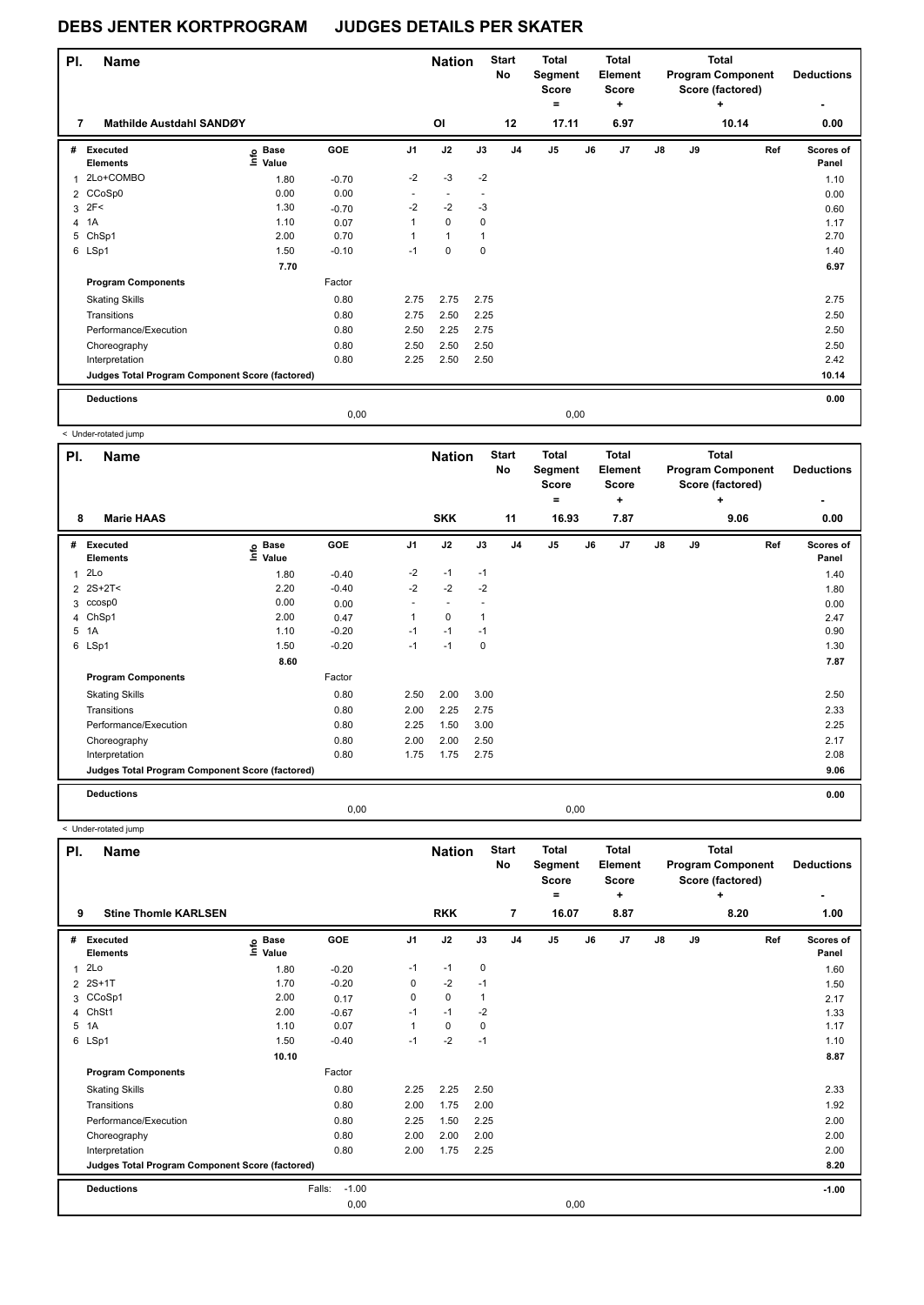# DEBS JENTER KORTPROGRAM JUDGES DETAILS PER SKATER

| Pl. | Name | Nation | Start No | Total Segment Score = | Total Element Score + | Total Program Component Score (factored) + | Deductions - |
|---|---|---|---|---|---|---|---|
| 7 | Mathilde Austdahl SANDØY | OI | 12 | 17.11 | 6.97 | 10.14 | 0.00 |

| # | Executed Elements | Info | Base Value | GOE | J1 | J2 | J3 | J4 | J5 | J6 | J7 | J8 | J9 | Ref | Scores of Panel |
|---|---|---|---|---|---|---|---|---|---|---|---|---|---|---|---|
| 1 | 2Lo+COMBO | | 1.80 | -0.70 | -2 | -3 | -2 | | | | | | | | 1.10 |
| 2 | CCoSp0 | | 0.00 | 0.00 | - | - | - | | | | | | | | 0.00 |
| 3 | 2F< | | 1.30 | -0.70 | -2 | -2 | -3 | | | | | | | | 0.60 |
| 4 | 1A | | 1.10 | 0.07 | 1 | 0 | 0 | | | | | | | | 1.17 |
| 5 | ChSp1 | | 2.00 | 0.70 | 1 | 1 | 1 | | | | | | | | 2.70 |
| 6 | LSp1 | | 1.50 | -0.10 | -1 | 0 | 0 | | | | | | | | 1.40 |
| | | | 7.70 | | | | | | | | | | | | 6.97 |
| | **Program Components** | | | Factor | | | | | | | | | | | |
| | Skating Skills | | | 0.80 | 2.75 | 2.75 | 2.75 | | | | | | | | 2.75 |
| | Transitions | | | 0.80 | 2.75 | 2.50 | 2.25 | | | | | | | | 2.50 |
| | Performance/Execution | | | 0.80 | 2.50 | 2.25 | 2.75 | | | | | | | | 2.50 |
| | Choreography | | | 0.80 | 2.50 | 2.50 | 2.50 | | | | | | | | 2.50 |
| | Interpretation | | | 0.80 | 2.25 | 2.50 | 2.50 | | | | | | | | 2.42 |
| | **Judges Total Program Component Score (factored)** | | | | | | | | | | | | | | 10.14 |
| | **Deductions** | | | | | | | | | | | | | | 0.00 |
| | | | | 0,00 | | | | | 0,00 | | | | | | |

< Under-rotated jump

| Pl. | Name | Nation | Start No | Total Segment Score = | Total Element Score + | Total Program Component Score (factored) + | Deductions - |
|---|---|---|---|---|---|---|---|
| 8 | Marie HAAS | SKK | 11 | 16.93 | 7.87 | 9.06 | 0.00 |

| # | Executed Elements | Info | Base Value | GOE | J1 | J2 | J3 | J4 | J5 | J6 | J7 | J8 | J9 | Ref | Scores of Panel |
|---|---|---|---|---|---|---|---|---|---|---|---|---|---|---|---|
| 1 | 2Lo | | 1.80 | -0.40 | -2 | -1 | -1 | | | | | | | | 1.40 |
| 2 | 2S+2T< | | 2.20 | -0.40 | -2 | -2 | -2 | | | | | | | | 1.80 |
| 3 | ccosp0 | | 0.00 | 0.00 | - | - | - | | | | | | | | 0.00 |
| 4 | ChSp1 | | 2.00 | 0.47 | 1 | 0 | 1 | | | | | | | | 2.47 |
| 5 | 1A | | 1.10 | -0.20 | -1 | -1 | -1 | | | | | | | | 0.90 |
| 6 | LSp1 | | 1.50 | -0.20 | -1 | -1 | 0 | | | | | | | | 1.30 |
| | | | 8.60 | | | | | | | | | | | | 7.87 |
| | **Program Components** | | | Factor | | | | | | | | | | | |
| | Skating Skills | | | 0.80 | 2.50 | 2.00 | 3.00 | | | | | | | | 2.50 |
| | Transitions | | | 0.80 | 2.00 | 2.25 | 2.75 | | | | | | | | 2.33 |
| | Performance/Execution | | | 0.80 | 2.25 | 1.50 | 3.00 | | | | | | | | 2.25 |
| | Choreography | | | 0.80 | 2.00 | 2.00 | 2.50 | | | | | | | | 2.17 |
| | Interpretation | | | 0.80 | 1.75 | 1.75 | 2.75 | | | | | | | | 2.08 |
| | **Judges Total Program Component Score (factored)** | | | | | | | | | | | | | | 9.06 |
| | **Deductions** | | | | | | | | | | | | | | 0.00 |
| | | | | 0,00 | | | | | 0,00 | | | | | | |

< Under-rotated jump

| Pl. | Name | Nation | Start No | Total Segment Score = | Total Element Score + | Total Program Component Score (factored) + | Deductions - |
|---|---|---|---|---|---|---|---|
| 9 | Stine Thomle KARLSEN | RKK | 7 | 16.07 | 8.87 | 8.20 | 1.00 |

| # | Executed Elements | Info | Base Value | GOE | J1 | J2 | J3 | J4 | J5 | J6 | J7 | J8 | J9 | Ref | Scores of Panel |
|---|---|---|---|---|---|---|---|---|---|---|---|---|---|---|---|
| 1 | 2Lo | | 1.80 | -0.20 | -1 | -1 | 0 | | | | | | | | 1.60 |
| 2 | 2S+1T | | 1.70 | -0.20 | 0 | -2 | -1 | | | | | | | | 1.50 |
| 3 | CCoSp1 | | 2.00 | 0.17 | 0 | 0 | 1 | | | | | | | | 2.17 |
| 4 | ChSt1 | | 2.00 | -0.67 | -1 | -1 | -2 | | | | | | | | 1.33 |
| 5 | 1A | | 1.10 | 0.07 | 1 | 0 | 0 | | | | | | | | 1.17 |
| 6 | LSp1 | | 1.50 | -0.40 | -1 | -2 | -1 | | | | | | | | 1.10 |
| | | | 10.10 | | | | | | | | | | | | 8.87 |
| | **Program Components** | | | Factor | | | | | | | | | | | |
| | Skating Skills | | | 0.80 | 2.25 | 2.25 | 2.50 | | | | | | | | 2.33 |
| | Transitions | | | 0.80 | 2.00 | 1.75 | 2.00 | | | | | | | | 1.92 |
| | Performance/Execution | | | 0.80 | 2.25 | 1.50 | 2.25 | | | | | | | | 2.00 |
| | Choreography | | | 0.80 | 2.00 | 2.00 | 2.00 | | | | | | | | 2.00 |
| | Interpretation | | | 0.80 | 2.00 | 1.75 | 2.25 | | | | | | | | 2.00 |
| | **Judges Total Program Component Score (factored)** | | | | | | | | | | | | | | 8.20 |
| | **Deductions** | | | Falls: -1.00 | | | | | | | | | | | -1.00 |
| | | | | 0,00 | | | | | 0,00 | | | | | | |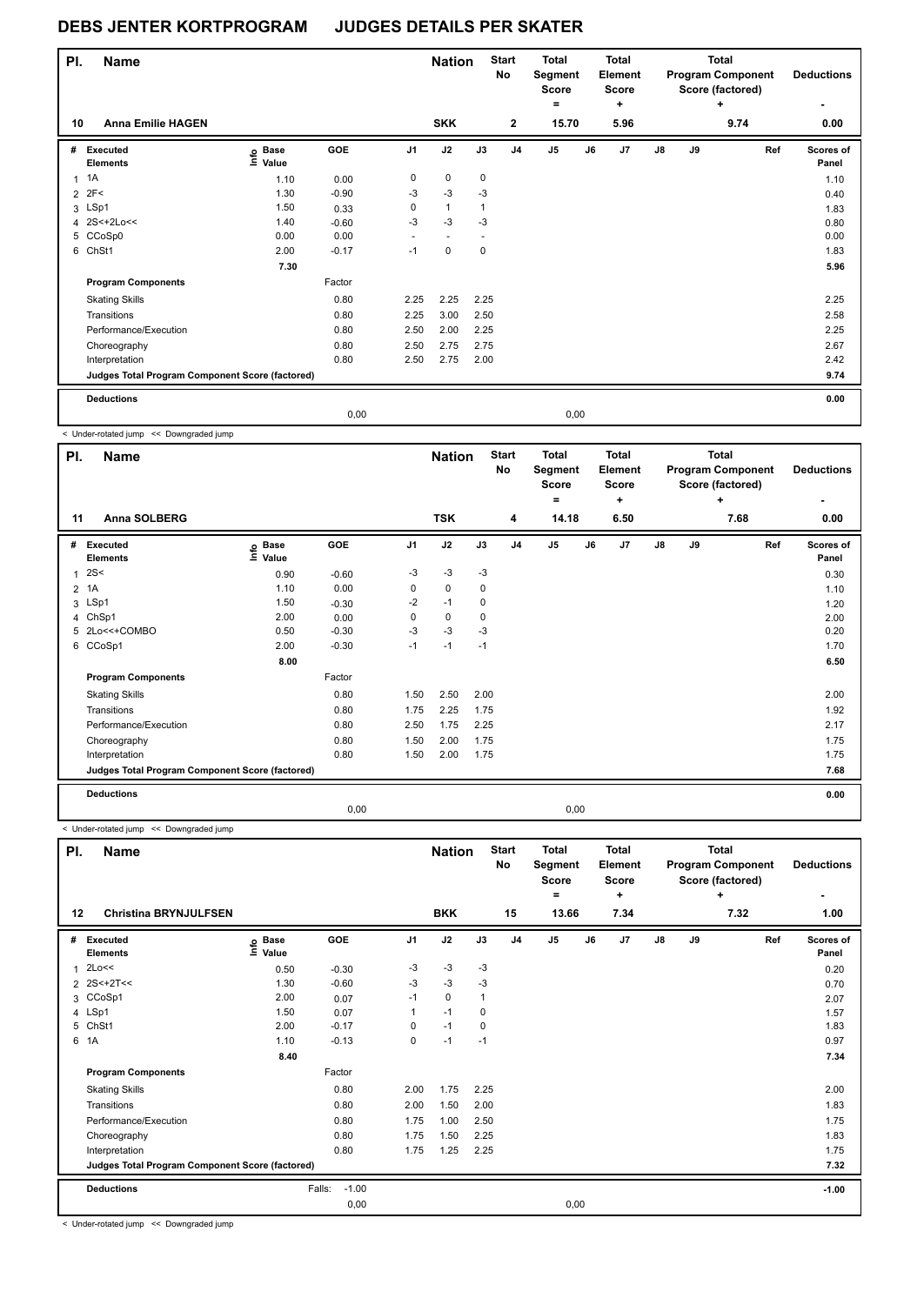# DEBS JENTER KORTPROGRAM JUDGES DETAILS PER SKATER

| Pl. | Name | Nation | Start No | Total Segment Score = | Total Element Score + | Total Program Component Score (factored) + | Deductions - |
|---|---|---|---|---|---|---|---|
| 10 | Anna Emilie HAGEN | SKK | 2 | 15.70 | 5.96 | 9.74 | 0.00 |

| # | Executed Elements | Info | Base Value | GOE | J1 | J2 | J3 | J4 | J5 | J6 | J7 | J8 | J9 | Ref | Scores of Panel |
|---|---|---|---|---|---|---|---|---|---|---|---|---|---|---|---|
| 1 | 1A | | 1.10 | 0.00 | 0 | 0 | 0 | | | | | | | | 1.10 |
| 2 | 2F< | | 1.30 | -0.90 | -3 | -3 | -3 | | | | | | | | 0.40 |
| 3 | LSp1 | | 1.50 | 0.33 | 0 | 1 | 1 | | | | | | | | 1.83 |
| 4 | 2S<+2Lo<< | | 1.40 | -0.60 | -3 | -3 | -3 | | | | | | | | 0.80 |
| 5 | CCoSp0 | | 0.00 | 0.00 | - | - | - | | | | | | | | 0.00 |
| 6 | ChSt1 | | 2.00 | -0.17 | -1 | 0 | 0 | | | | | | | | 1.83 |
| | | | 7.30 | | | | | | | | | | | | 5.96 |
| | **Program Components** | | | Factor | | | | | | | | | | | |
| | Skating Skills | | | 0.80 | 2.25 | 2.25 | 2.25 | | | | | | | | 2.25 |
| | Transitions | | | 0.80 | 2.25 | 3.00 | 2.50 | | | | | | | | 2.58 |
| | Performance/Execution | | | 0.80 | 2.50 | 2.00 | 2.25 | | | | | | | | 2.25 |
| | Choreography | | | 0.80 | 2.50 | 2.75 | 2.75 | | | | | | | | 2.67 |
| | Interpretation | | | 0.80 | 2.50 | 2.75 | 2.00 | | | | | | | | 2.42 |
| | **Judges Total Program Component Score (factored)** | | | | | | | | | | | | | | 9.74 |
| | **Deductions** | | | | | | | | | | | | | | 0.00 |
| | | | | 0,00 | | | | | 0,00 | | | | | | |

< Under-rotated jump << Downgraded jump

| Pl. | Name | Nation | Start No | Total Segment Score = | Total Element Score + | Total Program Component Score (factored) + | Deductions - |
|---|---|---|---|---|---|---|---|
| 11 | Anna SOLBERG | TSK | 4 | 14.18 | 6.50 | 7.68 | 0.00 |

| # | Executed Elements | Info | Base Value | GOE | J1 | J2 | J3 | J4 | J5 | J6 | J7 | J8 | J9 | Ref | Scores of Panel |
|---|---|---|---|---|---|---|---|---|---|---|---|---|---|---|---|
| 1 | 2S< | | 0.90 | -0.60 | -3 | -3 | -3 | | | | | | | | 0.30 |
| 2 | 1A | | 1.10 | 0.00 | 0 | 0 | 0 | | | | | | | | 1.10 |
| 3 | LSp1 | | 1.50 | -0.30 | -2 | -1 | 0 | | | | | | | | 1.20 |
| 4 | ChSp1 | | 2.00 | 0.00 | 0 | 0 | 0 | | | | | | | | 2.00 |
| 5 | 2Lo<<+COMBO | | 0.50 | -0.30 | -3 | -3 | -3 | | | | | | | | 0.20 |
| 6 | CCoSp1 | | 2.00 | -0.30 | -1 | -1 | -1 | | | | | | | | 1.70 |
| | | | 8.00 | | | | | | | | | | | | 6.50 |
| | **Program Components** | | | Factor | | | | | | | | | | | |
| | Skating Skills | | | 0.80 | 1.50 | 2.50 | 2.00 | | | | | | | | 2.00 |
| | Transitions | | | 0.80 | 1.75 | 2.25 | 1.75 | | | | | | | | 1.92 |
| | Performance/Execution | | | 0.80 | 2.50 | 1.75 | 2.25 | | | | | | | | 2.17 |
| | Choreography | | | 0.80 | 1.50 | 2.00 | 1.75 | | | | | | | | 1.75 |
| | Interpretation | | | 0.80 | 1.50 | 2.00 | 1.75 | | | | | | | | 1.75 |
| | **Judges Total Program Component Score (factored)** | | | | | | | | | | | | | | 7.68 |
| | **Deductions** | | | | | | | | | | | | | | 0.00 |
| | | | | 0,00 | | | | | 0,00 | | | | | | |

< Under-rotated jump << Downgraded jump

| Pl. | Name | Nation | Start No | Total Segment Score = | Total Element Score + | Total Program Component Score (factored) + | Deductions - |
|---|---|---|---|---|---|---|---|
| 12 | Christina BRYNJULFSEN | BKK | 15 | 13.66 | 7.34 | 7.32 | 1.00 |

| # | Executed Elements | Info | Base Value | GOE | J1 | J2 | J3 | J4 | J5 | J6 | J7 | J8 | J9 | Ref | Scores of Panel |
|---|---|---|---|---|---|---|---|---|---|---|---|---|---|---|---|
| 1 | 2Lo<< | | 0.50 | -0.30 | -3 | -3 | -3 | | | | | | | | 0.20 |
| 2 | 2S<+2T<< | | 1.30 | -0.60 | -3 | -3 | -3 | | | | | | | | 0.70 |
| 3 | CCoSp1 | | 2.00 | 0.07 | -1 | 0 | 1 | | | | | | | | 2.07 |
| 4 | LSp1 | | 1.50 | 0.07 | 1 | -1 | 0 | | | | | | | | 1.57 |
| 5 | ChSt1 | | 2.00 | -0.17 | 0 | -1 | 0 | | | | | | | | 1.83 |
| 6 | 1A | | 1.10 | -0.13 | 0 | -1 | -1 | | | | | | | | 0.97 |
| | | | 8.40 | | | | | | | | | | | | 7.34 |
| | **Program Components** | | | Factor | | | | | | | | | | | |
| | Skating Skills | | | 0.80 | 2.00 | 1.75 | 2.25 | | | | | | | | 2.00 |
| | Transitions | | | 0.80 | 2.00 | 1.50 | 2.00 | | | | | | | | 1.83 |
| | Performance/Execution | | | 0.80 | 1.75 | 1.00 | 2.50 | | | | | | | | 1.75 |
| | Choreography | | | 0.80 | 1.75 | 1.50 | 2.25 | | | | | | | | 1.83 |
| | Interpretation | | | 0.80 | 1.75 | 1.25 | 2.25 | | | | | | | | 1.75 |
| | **Judges Total Program Component Score (factored)** | | | | | | | | | | | | | | 7.32 |
| | **Deductions** | | Falls: | -1.00 | | | | | | | | | | | -1.00 |
| | | | | 0,00 | | | | | 0,00 | | | | | | |

< Under-rotated jump << Downgraded jump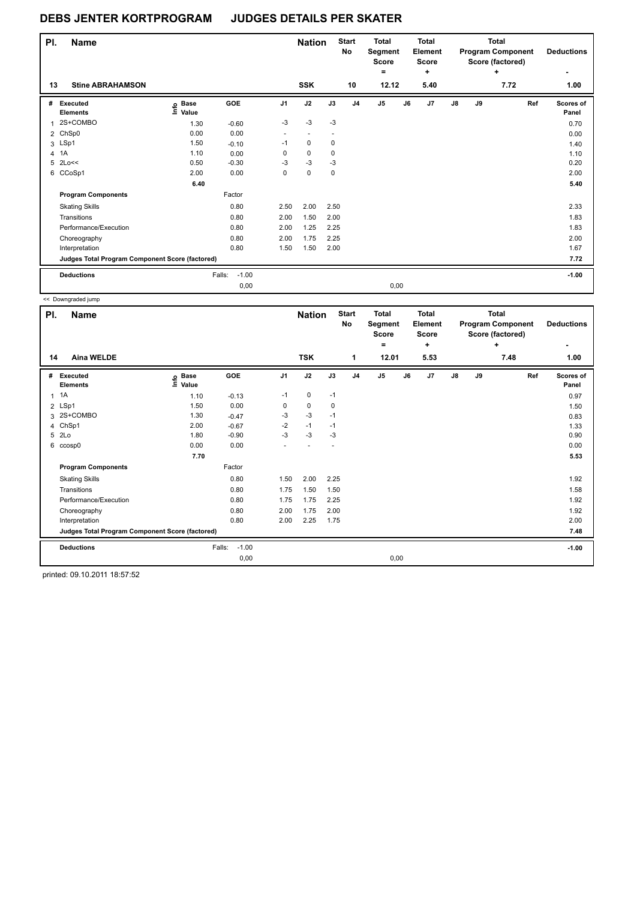# DEBS JENTER KORTPROGRAM JUDGES DETAILS PER SKATER

| Pl. | Name | Nation | Start No | Total Segment Score = | Total Element Score + | Total Program Component Score (factored) + | Deductions - |
|---|---|---|---|---|---|---|---|
| 13 | Stine ABRAHAMSON | SSK | 10 | 12.12 | 5.40 | 7.72 | 1.00 |

| # | Executed Elements | Info | Base Value | GOE | J1 | J2 | J3 | J4 | J5 | J6 | J7 | J8 | J9 | Ref | Scores of Panel |
|---|---|---|---|---|---|---|---|---|---|---|---|---|---|---|---|
| 1 | 2S+COMBO | | 1.30 | -0.60 | -3 | -3 | -3 | | | | | | | | 0.70 |
| 2 | ChSp0 | | 0.00 | 0.00 | - | - | - | | | | | | | | 0.00 |
| 3 | LSp1 | | 1.50 | -0.10 | -1 | 0 | 0 | | | | | | | | 1.40 |
| 4 | 1A | | 1.10 | 0.00 | 0 | 0 | 0 | | | | | | | | 1.10 |
| 5 | 2Lo<< | | 0.50 | -0.30 | -3 | -3 | -3 | | | | | | | | 0.20 |
| 6 | CCoSp1 | | 2.00 | 0.00 | 0 | 0 | 0 | | | | | | | | 2.00 |
| | | | 6.40 | | | | | | | | | | | | 5.40 |
| | **Program Components** | | | Factor | | | | | | | | | | | |
| | Skating Skills | | | 0.80 | 2.50 | 2.00 | 2.50 | | | | | | | | 2.33 |
| | Transitions | | | 0.80 | 2.00 | 1.50 | 2.00 | | | | | | | | 1.83 |
| | Performance/Execution | | | 0.80 | 2.00 | 1.25 | 2.25 | | | | | | | | 1.83 |
| | Choreography | | | 0.80 | 2.00 | 1.75 | 2.25 | | | | | | | | 2.00 |
| | Interpretation | | | 0.80 | 1.50 | 1.50 | 2.00 | | | | | | | | 1.67 |
| | **Judges Total Program Component Score (factored)** | | | | | | | | | | | | | | 7.72 |
| | **Deductions** | | Falls: | -1.00 | | | | | | | | | | | -1.00 |
| | | | | 0,00 | | | | | 0,00 | | | | | | |

<< Downgraded jump

| Pl. | Name | Nation | Start No | Total Segment Score = | Total Element Score + | Total Program Component Score (factored) + | Deductions - |
|---|---|---|---|---|---|---|---|
| 14 | Aina WELDE | TSK | 1 | 12.01 | 5.53 | 7.48 | 1.00 |

| # | Executed Elements | Info | Base Value | GOE | J1 | J2 | J3 | J4 | J5 | J6 | J7 | J8 | J9 | Ref | Scores of Panel |
|---|---|---|---|---|---|---|---|---|---|---|---|---|---|---|---|
| 1 | 1A | | 1.10 | -0.13 | -1 | 0 | -1 | | | | | | | | 0.97 |
| 2 | LSp1 | | 1.50 | 0.00 | 0 | 0 | 0 | | | | | | | | 1.50 |
| 3 | 2S+COMBO | | 1.30 | -0.47 | -3 | -3 | -1 | | | | | | | | 0.83 |
| 4 | ChSp1 | | 2.00 | -0.67 | -2 | -1 | -1 | | | | | | | | 1.33 |
| 5 | 2Lo | | 1.80 | -0.90 | -3 | -3 | -3 | | | | | | | | 0.90 |
| 6 | ccosp0 | | 0.00 | 0.00 | - | - | - | | | | | | | | 0.00 |
| | | | 7.70 | | | | | | | | | | | | 5.53 |
| | **Program Components** | | | Factor | | | | | | | | | | | |
| | Skating Skills | | | 0.80 | 1.50 | 2.00 | 2.25 | | | | | | | | 1.92 |
| | Transitions | | | 0.80 | 1.75 | 1.50 | 1.50 | | | | | | | | 1.58 |
| | Performance/Execution | | | 0.80 | 1.75 | 1.75 | 2.25 | | | | | | | | 1.92 |
| | Choreography | | | 0.80 | 2.00 | 1.75 | 2.00 | | | | | | | | 1.92 |
| | Interpretation | | | 0.80 | 2.00 | 2.25 | 1.75 | | | | | | | | 2.00 |
| | **Judges Total Program Component Score (factored)** | | | | | | | | | | | | | | 7.48 |
| | **Deductions** | | Falls: | -1.00 | | | | | | | | | | | -1.00 |
| | | | | 0,00 | | | | | 0,00 | | | | | | |

printed: 09.10.2011 18:57:52